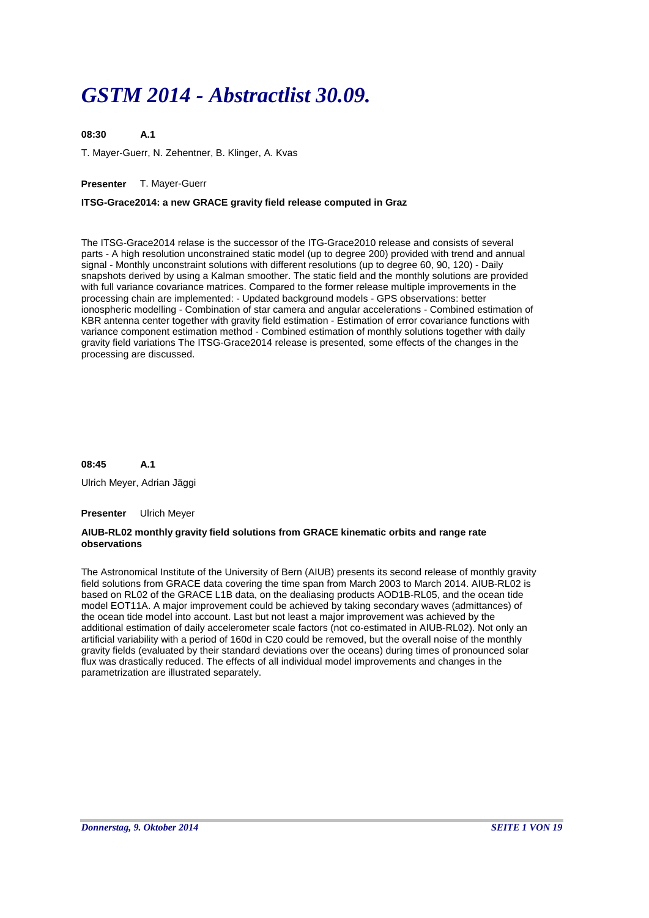# GSTM 2014 - Abstractlist 30.09.

**08:30** **A.1**

T. Mayer-Guerr, N. Zehentner, B. Klinger, A. Kvas

**Presenter** T. Mayer-Guerr

**ITSG-Grace2014: a new GRACE gravity field release computed in Graz**

The ITSG-Grace2014 relase is the successor of the ITG-Grace2010 release and consists of several parts - A high resolution unconstrained static model (up to degree 200) provided with trend and annual signal - Monthly unconstraint solutions with different resolutions (up to degree 60, 90, 120) - Daily snapshots derived by using a Kalman smoother. The static field and the monthly solutions are provided with full variance covariance matrices. Compared to the former release multiple improvements in the processing chain are implemented: - Updated background models - GPS observations: better ionospheric modelling - Combination of star camera and angular accelerations - Combined estimation of KBR antenna center together with gravity field estimation - Estimation of error covariance functions with variance component estimation method - Combined estimation of monthly solutions together with daily gravity field variations The ITSG-Grace2014 release is presented, some effects of the changes in the processing are discussed.

**08:45** **A.1**

Ulrich Meyer, Adrian Jäggi

**Presenter** Ulrich Meyer

**AIUB-RL02 monthly gravity field solutions from GRACE kinematic orbits and range rate observations**

The Astronomical Institute of the University of Bern (AIUB) presents its second release of monthly gravity field solutions from GRACE data covering the time span from March 2003 to March 2014. AIUB-RL02 is based on RL02 of the GRACE L1B data, on the dealiasing products AOD1B-RL05, and the ocean tide model EOT11A. A major improvement could be achieved by taking secondary waves (admittances) of the ocean tide model into account. Last but not least a major improvement was achieved by the additional estimation of daily accelerometer scale factors (not co-estimated in AIUB-RL02). Not only an artificial variability with a period of 160d in C20 could be removed, but the overall noise of the monthly gravity fields (evaluated by their standard deviations over the oceans) during times of pronounced solar flux was drastically reduced. The effects of all individual model improvements and changes in the parametrization are illustrated separately.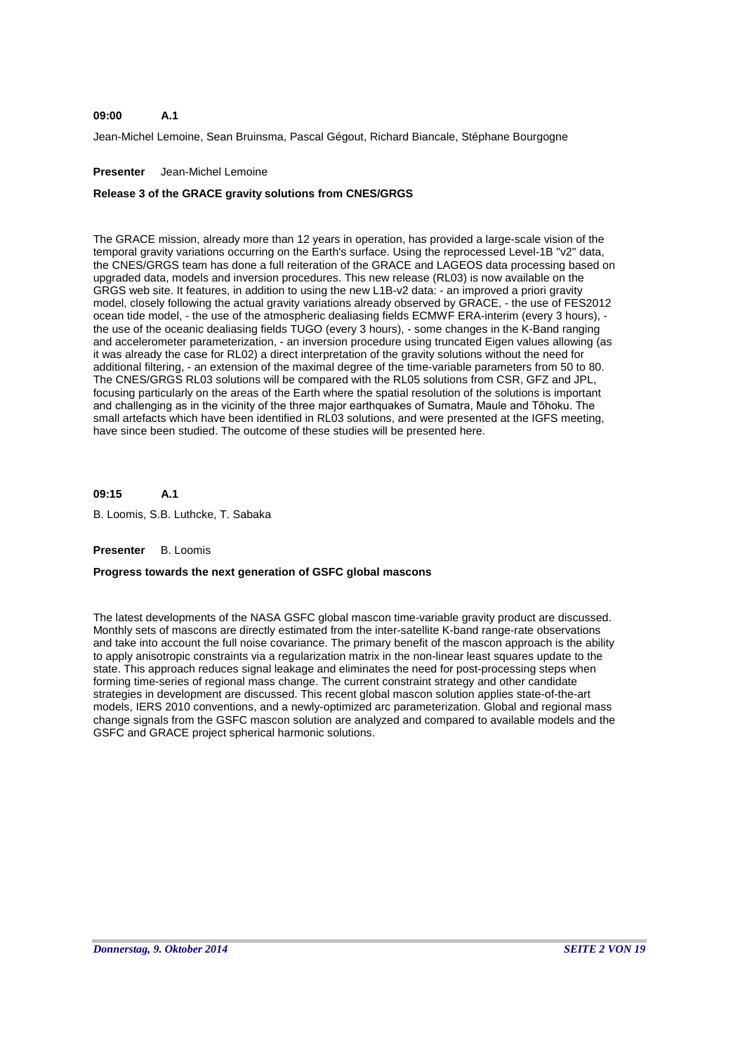**09:00 A.1**

Jean-Michel Lemoine, Sean Bruinsma, Pascal Gégout, Richard Biancale, Stéphane Bourgogne

**Presenter** Jean-Michel Lemoine

**Release 3 of the GRACE gravity solutions from CNES/GRGS**

The GRACE mission, already more than 12 years in operation, has provided a large-scale vision of the temporal gravity variations occurring on the Earth's surface. Using the reprocessed Level-1B "v2" data, the CNES/GRGS team has done a full reiteration of the GRACE and LAGEOS data processing based on upgraded data, models and inversion procedures. This new release (RL03) is now available on the GRGS web site. It features, in addition to using the new L1B-v2 data: - an improved a priori gravity model, closely following the actual gravity variations already observed by GRACE, - the use of FES2012 ocean tide model, - the use of the atmospheric dealiasing fields ECMWF ERA-interim (every 3 hours), - the use of the oceanic dealiasing fields TUGO (every 3 hours), - some changes in the K-Band ranging and accelerometer parameterization, - an inversion procedure using truncated Eigen values allowing (as it was already the case for RL02) a direct interpretation of the gravity solutions without the need for additional filtering, - an extension of the maximal degree of the time-variable parameters from 50 to 80. The CNES/GRGS RL03 solutions will be compared with the RL05 solutions from CSR, GFZ and JPL, focusing particularly on the areas of the Earth where the spatial resolution of the solutions is important and challenging as in the vicinity of the three major earthquakes of Sumatra, Maule and Tōhoku. The small artefacts which have been identified in RL03 solutions, and were presented at the IGFS meeting, have since been studied. The outcome of these studies will be presented here.

**09:15 A.1**

B. Loomis, S.B. Luthcke, T. Sabaka

**Presenter** B. Loomis

**Progress towards the next generation of GSFC global mascons**

The latest developments of the NASA GSFC global mascon time-variable gravity product are discussed. Monthly sets of mascons are directly estimated from the inter-satellite K-band range-rate observations and take into account the full noise covariance. The primary benefit of the mascon approach is the ability to apply anisotropic constraints via a regularization matrix in the non-linear least squares update to the state. This approach reduces signal leakage and eliminates the need for post-processing steps when forming time-series of regional mass change. The current constraint strategy and other candidate strategies in development are discussed. This recent global mascon solution applies state-of-the-art models, IERS 2010 conventions, and a newly-optimized arc parameterization. Global and regional mass change signals from the GSFC mascon solution are analyzed and compared to available models and the GSFC and GRACE project spherical harmonic solutions.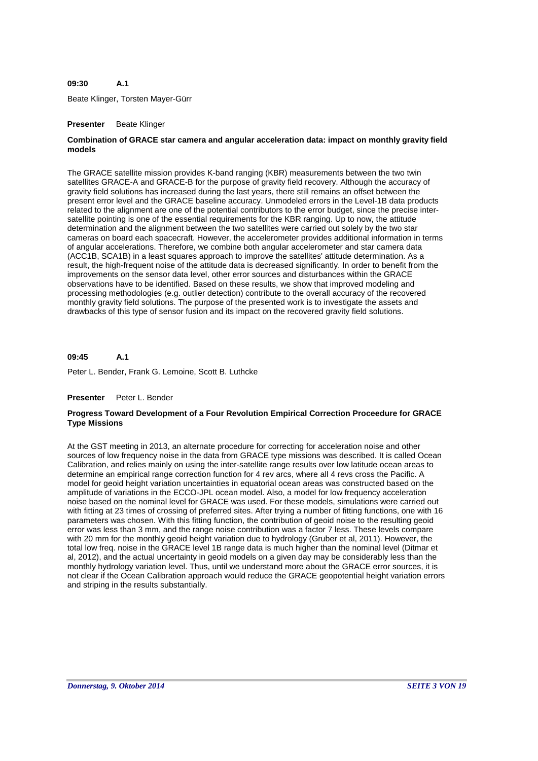**09:30 A.1**

Beate Klinger, Torsten Mayer-Gürr

**Presenter** Beate Klinger

**Combination of GRACE star camera and angular acceleration data: impact on monthly gravity field models**

The GRACE satellite mission provides K-band ranging (KBR) measurements between the two twin satellites GRACE-A and GRACE-B for the purpose of gravity field recovery. Although the accuracy of gravity field solutions has increased during the last years, there still remains an offset between the present error level and the GRACE baseline accuracy. Unmodeled errors in the Level-1B data products related to the alignment are one of the potential contributors to the error budget, since the precise inter-satellite pointing is one of the essential requirements for the KBR ranging. Up to now, the attitude determination and the alignment between the two satellites were carried out solely by the two star cameras on board each spacecraft. However, the accelerometer provides additional information in terms of angular accelerations. Therefore, we combine both angular accelerometer and star camera data (ACC1B, SCA1B) in a least squares approach to improve the satellites' attitude determination. As a result, the high-frequent noise of the attitude data is decreased significantly. In order to benefit from the improvements on the sensor data level, other error sources and disturbances within the GRACE observations have to be identified. Based on these results, we show that improved modeling and processing methodologies (e.g. outlier detection) contribute to the overall accuracy of the recovered monthly gravity field solutions. The purpose of the presented work is to investigate the assets and drawbacks of this type of sensor fusion and its impact on the recovered gravity field solutions.

**09:45 A.1**

Peter L. Bender, Frank G. Lemoine, Scott B. Luthcke

**Presenter** Peter L. Bender

**Progress Toward Development of a Four Revolution Empirical Correction Proceedure for GRACE Type Missions**

At the GST meeting in 2013, an alternate procedure for correcting for acceleration noise and other sources of low frequency noise in the data from GRACE type missions was described. It is called Ocean Calibration, and relies mainly on using the inter-satellite range results over low latitude ocean areas to determine an empirical range correction function for 4 rev arcs, where all 4 revs cross the Pacific. A model for geoid height variation uncertainties in equatorial ocean areas was constructed based on the amplitude of variations in the ECCO-JPL ocean model. Also, a model for low frequency acceleration noise based on the nominal level for GRACE was used. For these models, simulations were carried out with fitting at 23 times of crossing of preferred sites. After trying a number of fitting functions, one with 16 parameters was chosen. With this fitting function, the contribution of geoid noise to the resulting geoid error was less than 3 mm, and the range noise contribution was a factor 7 less. These levels compare with 20 mm for the monthly geoid height variation due to hydrology (Gruber et al, 2011). However, the total low freq. noise in the GRACE level 1B range data is much higher than the nominal level (Ditmar et al, 2012), and the actual uncertainty in geoid models on a given day may be considerably less than the monthly hydrology variation level. Thus, until we understand more about the GRACE error sources, it is not clear if the Ocean Calibration approach would reduce the GRACE geopotential height variation errors and striping in the results substantially.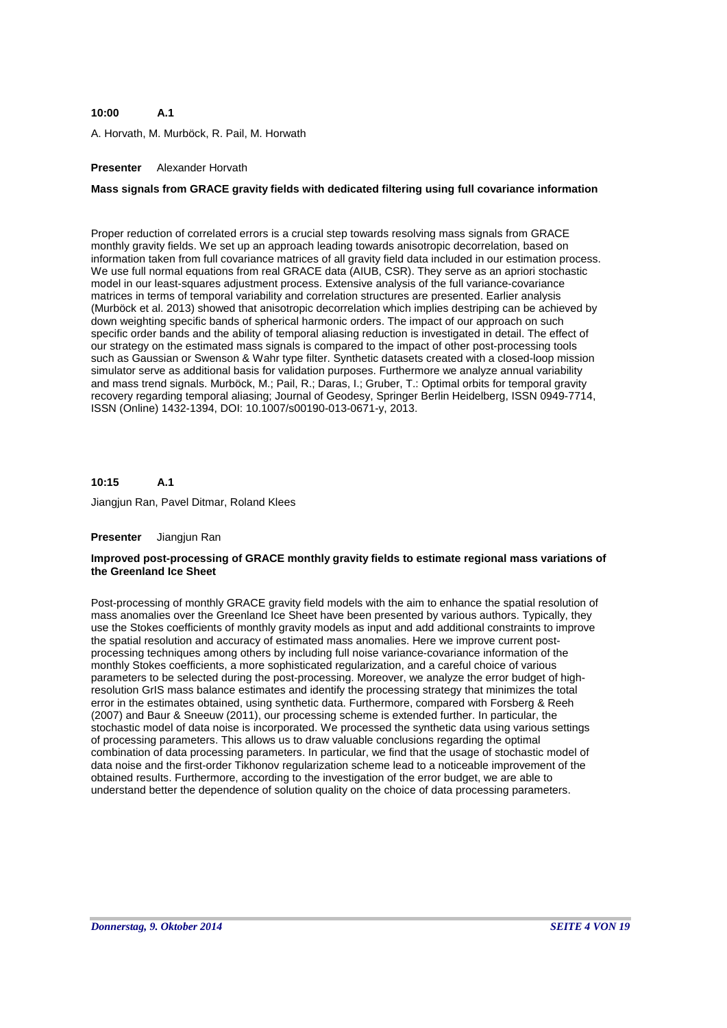**10:00 A.1**

A. Horvath, M. Murböck, R. Pail, M. Horwath

**Presenter** Alexander Horvath

**Mass signals from GRACE gravity fields with dedicated filtering using full covariance information**

Proper reduction of correlated errors is a crucial step towards resolving mass signals from GRACE monthly gravity fields. We set up an approach leading towards anisotropic decorrelation, based on information taken from full covariance matrices of all gravity field data included in our estimation process. We use full normal equations from real GRACE data (AIUB, CSR). They serve as an apriori stochastic model in our least-squares adjustment process. Extensive analysis of the full variance-covariance matrices in terms of temporal variability and correlation structures are presented. Earlier analysis (Murböck et al. 2013) showed that anisotropic decorrelation which implies destriping can be achieved by down weighting specific bands of spherical harmonic orders. The impact of our approach on such specific order bands and the ability of temporal aliasing reduction is investigated in detail. The effect of our strategy on the estimated mass signals is compared to the impact of other post-processing tools such as Gaussian or Swenson & Wahr type filter. Synthetic datasets created with a closed-loop mission simulator serve as additional basis for validation purposes. Furthermore we analyze annual variability and mass trend signals. Murböck, M.; Pail, R.; Daras, I.; Gruber, T.: Optimal orbits for temporal gravity recovery regarding temporal aliasing; Journal of Geodesy, Springer Berlin Heidelberg, ISSN 0949-7714, ISSN (Online) 1432-1394, DOI: 10.1007/s00190-013-0671-y, 2013.

**10:15 A.1**

Jiangjun Ran, Pavel Ditmar, Roland Klees

**Presenter** Jiangjun Ran

**Improved post-processing of GRACE monthly gravity fields to estimate regional mass variations of the Greenland Ice Sheet**

Post-processing of monthly GRACE gravity field models with the aim to enhance the spatial resolution of mass anomalies over the Greenland Ice Sheet have been presented by various authors. Typically, they use the Stokes coefficients of monthly gravity models as input and add additional constraints to improve the spatial resolution and accuracy of estimated mass anomalies. Here we improve current post-processing techniques among others by including full noise variance-covariance information of the monthly Stokes coefficients, a more sophisticated regularization, and a careful choice of various parameters to be selected during the post-processing. Moreover, we analyze the error budget of high-resolution GrIS mass balance estimates and identify the processing strategy that minimizes the total error in the estimates obtained, using synthetic data. Furthermore, compared with Forsberg & Reeh (2007) and Baur & Sneeuw (2011), our processing scheme is extended further. In particular, the stochastic model of data noise is incorporated. We processed the synthetic data using various settings of processing parameters. This allows us to draw valuable conclusions regarding the optimal combination of data processing parameters. In particular, we find that the usage of stochastic model of data noise and the first-order Tikhonov regularization scheme lead to a noticeable improvement of the obtained results. Furthermore, according to the investigation of the error budget, we are able to understand better the dependence of solution quality on the choice of data processing parameters.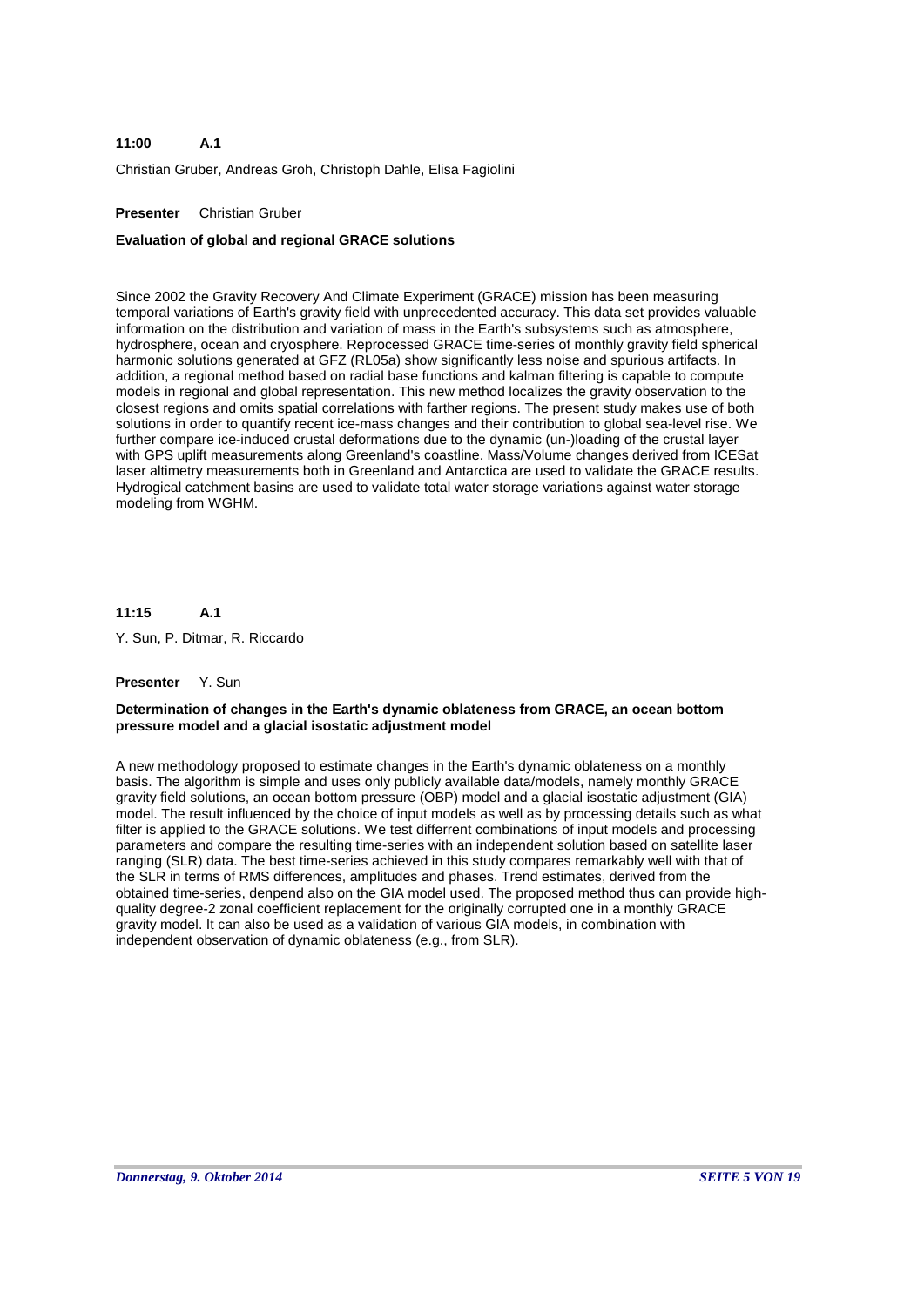**11:00 A.1**

Christian Gruber, Andreas Groh, Christoph Dahle, Elisa Fagiolini

**Presenter** Christian Gruber

**Evaluation of global and regional GRACE solutions**

Since 2002 the Gravity Recovery And Climate Experiment (GRACE) mission has been measuring temporal variations of Earth's gravity field with unprecedented accuracy. This data set provides valuable information on the distribution and variation of mass in the Earth's subsystems such as atmosphere, hydrosphere, ocean and cryosphere. Reprocessed GRACE time-series of monthly gravity field spherical harmonic solutions generated at GFZ (RL05a) show significantly less noise and spurious artifacts. In addition, a regional method based on radial base functions and kalman filtering is capable to compute models in regional and global representation. This new method localizes the gravity observation to the closest regions and omits spatial correlations with farther regions. The present study makes use of both solutions in order to quantify recent ice-mass changes and their contribution to global sea-level rise. We further compare ice-induced crustal deformations due to the dynamic (un-)loading of the crustal layer with GPS uplift measurements along Greenland's coastline. Mass/Volume changes derived from ICESat laser altimetry measurements both in Greenland and Antarctica are used to validate the GRACE results. Hydrogical catchment basins are used to validate total water storage variations against water storage modeling from WGHM.

**11:15 A.1**

Y. Sun, P. Ditmar, R. Riccardo

**Presenter** Y. Sun

**Determination of changes in the Earth's dynamic oblateness from GRACE, an ocean bottom pressure model and a glacial isostatic adjustment model**

A new methodology proposed to estimate changes in the Earth's dynamic oblateness on a monthly basis. The algorithm is simple and uses only publicly available data/models, namely monthly GRACE gravity field solutions, an ocean bottom pressure (OBP) model and a glacial isostatic adjustment (GIA) model. The result influenced by the choice of input models as well as by processing details such as what filter is applied to the GRACE solutions. We test differrent combinations of input models and processing parameters and compare the resulting time-series with an independent solution based on satellite laser ranging (SLR) data. The best time-series achieved in this study compares remarkably well with that of the SLR in terms of RMS differences, amplitudes and phases. Trend estimates, derived from the obtained time-series, denpend also on the GIA model used. The proposed method thus can provide high-quality degree-2 zonal coefficient replacement for the originally corrupted one in a monthly GRACE gravity model. It can also be used as a validation of various GIA models, in combination with independent observation of dynamic oblateness (e.g., from SLR).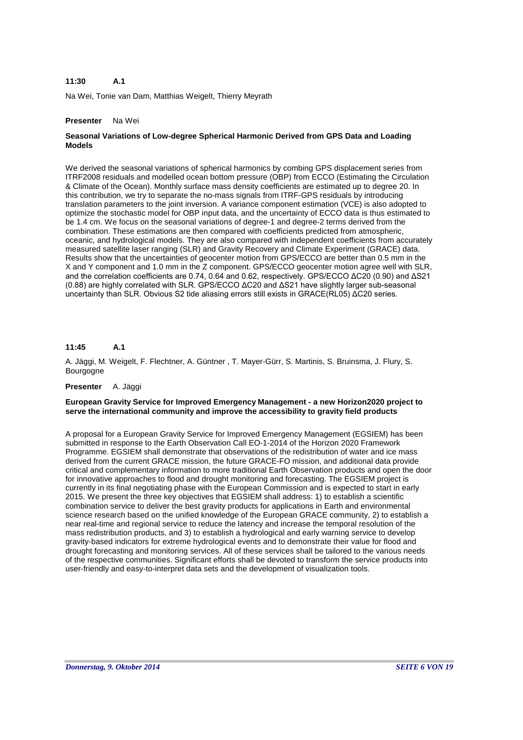**11:30 A.1**

Na Wei, Tonie van Dam, Matthias Weigelt, Thierry Meyrath

**Presenter** Na Wei

**Seasonal Variations of Low-degree Spherical Harmonic Derived from GPS Data and Loading Models**

We derived the seasonal variations of spherical harmonics by combing GPS displacement series from ITRF2008 residuals and modelled ocean bottom pressure (OBP) from ECCO (Estimating the Circulation & Climate of the Ocean). Monthly surface mass density coefficients are estimated up to degree 20. In this contribution, we try to separate the no-mass signals from ITRF-GPS residuals by introducing translation parameters to the joint inversion. A variance component estimation (VCE) is also adopted to optimize the stochastic model for OBP input data, and the uncertainty of ECCO data is thus estimated to be 1.4 cm. We focus on the seasonal variations of degree-1 and degree-2 terms derived from the combination. These estimations are then compared with coefficients predicted from atmospheric, oceanic, and hydrological models. They are also compared with independent coefficients from accurately measured satellite laser ranging (SLR) and Gravity Recovery and Climate Experiment (GRACE) data. Results show that the uncertainties of geocenter motion from GPS/ECCO are better than 0.5 mm in the X and Y component and 1.0 mm in the Z component. GPS/ECCO geocenter motion agree well with SLR, and the correlation coefficients are 0.74, 0.64 and 0.62, respectively. GPS/ECCO $\Delta C_{20}$ (0.90) and $\Delta S_{21}$ (0.88) are highly correlated with SLR. GPS/ECCO $\Delta C_{20}$ and $\Delta S_{21}$ have slightly larger sub-seasonal uncertainty than SLR. Obvious S2 tide aliasing errors still exists in GRACE(RL05) $\Delta C_{20}$ series.

**11:45 A.1**

A. Jäggi, M. Weigelt, F. Flechtner, A. Güntner , T. Mayer-Gürr, S. Martinis, S. Bruinsma, J. Flury, S. Bourgogne

**Presenter** A. Jäggi

**European Gravity Service for Improved Emergency Management - a new Horizon2020 project to serve the international community and improve the accessibility to gravity field products**

A proposal for a European Gravity Service for Improved Emergency Management (EGSIEM) has been submitted in response to the Earth Observation Call EO-1-2014 of the Horizon 2020 Framework Programme. EGSIEM shall demonstrate that observations of the redistribution of water and ice mass derived from the current GRACE mission, the future GRACE-FO mission, and additional data provide critical and complementary information to more traditional Earth Observation products and open the door for innovative approaches to flood and drought monitoring and forecasting. The EGSIEM project is currently in its final negotiating phase with the European Commission and is expected to start in early 2015. We present the three key objectives that EGSIEM shall address: 1) to establish a scientific combination service to deliver the best gravity products for applications in Earth and environmental science research based on the unified knowledge of the European GRACE community, 2) to establish a near real-time and regional service to reduce the latency and increase the temporal resolution of the mass redistribution products, and 3) to establish a hydrological and early warning service to develop gravity-based indicators for extreme hydrological events and to demonstrate their value for flood and drought forecasting and monitoring services. All of these services shall be tailored to the various needs of the respective communities. Significant efforts shall be devoted to transform the service products into user-friendly and easy-to-interpret data sets and the development of visualization tools.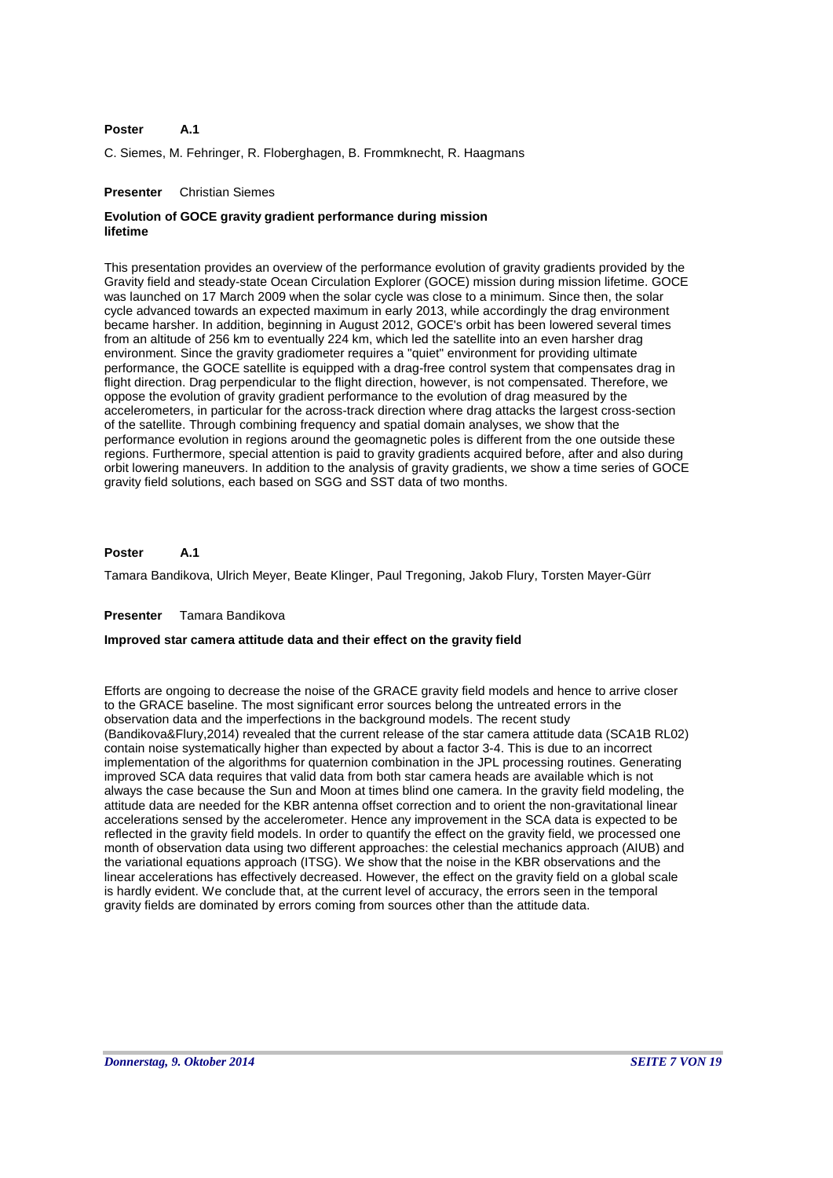**Poster A.1**

C. Siemes, M. Fehringer, R. Floberghagen, B. Frommknecht, R. Haagmans

**Presenter** Christian Siemes

**Evolution of GOCE gravity gradient performance during mission lifetime**

This presentation provides an overview of the performance evolution of gravity gradients provided by the Gravity field and steady-state Ocean Circulation Explorer (GOCE) mission during mission lifetime. GOCE was launched on 17 March 2009 when the solar cycle was close to a minimum. Since then, the solar cycle advanced towards an expected maximum in early 2013, while accordingly the drag environment became harsher. In addition, beginning in August 2012, GOCE's orbit has been lowered several times from an altitude of 256 km to eventually 224 km, which led the satellite into an even harsher drag environment. Since the gravity gradiometer requires a "quiet" environment for providing ultimate performance, the GOCE satellite is equipped with a drag-free control system that compensates drag in flight direction. Drag perpendicular to the flight direction, however, is not compensated. Therefore, we oppose the evolution of gravity gradient performance to the evolution of drag measured by the accelerometers, in particular for the across-track direction where drag attacks the largest cross-section of the satellite. Through combining frequency and spatial domain analyses, we show that the performance evolution in regions around the geomagnetic poles is different from the one outside these regions. Furthermore, special attention is paid to gravity gradients acquired before, after and also during orbit lowering maneuvers. In addition to the analysis of gravity gradients, we show a time series of GOCE gravity field solutions, each based on SGG and SST data of two months.

**Poster A.1**

Tamara Bandikova, Ulrich Meyer, Beate Klinger, Paul Tregoning, Jakob Flury, Torsten Mayer-Gürr

**Presenter** Tamara Bandikova

**Improved star camera attitude data and their effect on the gravity field**

Efforts are ongoing to decrease the noise of the GRACE gravity field models and hence to arrive closer to the GRACE baseline. The most significant error sources belong the untreated errors in the observation data and the imperfections in the background models. The recent study (Bandikova&Flury,2014) revealed that the current release of the star camera attitude data (SCA1B RL02) contain noise systematically higher than expected by about a factor 3-4. This is due to an incorrect implementation of the algorithms for quaternion combination in the JPL processing routines. Generating improved SCA data requires that valid data from both star camera heads are available which is not always the case because the Sun and Moon at times blind one camera. In the gravity field modeling, the attitude data are needed for the KBR antenna offset correction and to orient the non-gravitational linear accelerations sensed by the accelerometer. Hence any improvement in the SCA data is expected to be reflected in the gravity field models. In order to quantify the effect on the gravity field, we processed one month of observation data using two different approaches: the celestial mechanics approach (AIUB) and the variational equations approach (ITSG). We show that the noise in the KBR observations and the linear accelerations has effectively decreased. However, the effect on the gravity field on a global scale is hardly evident. We conclude that, at the current level of accuracy, the errors seen in the temporal gravity fields are dominated by errors coming from sources other than the attitude data.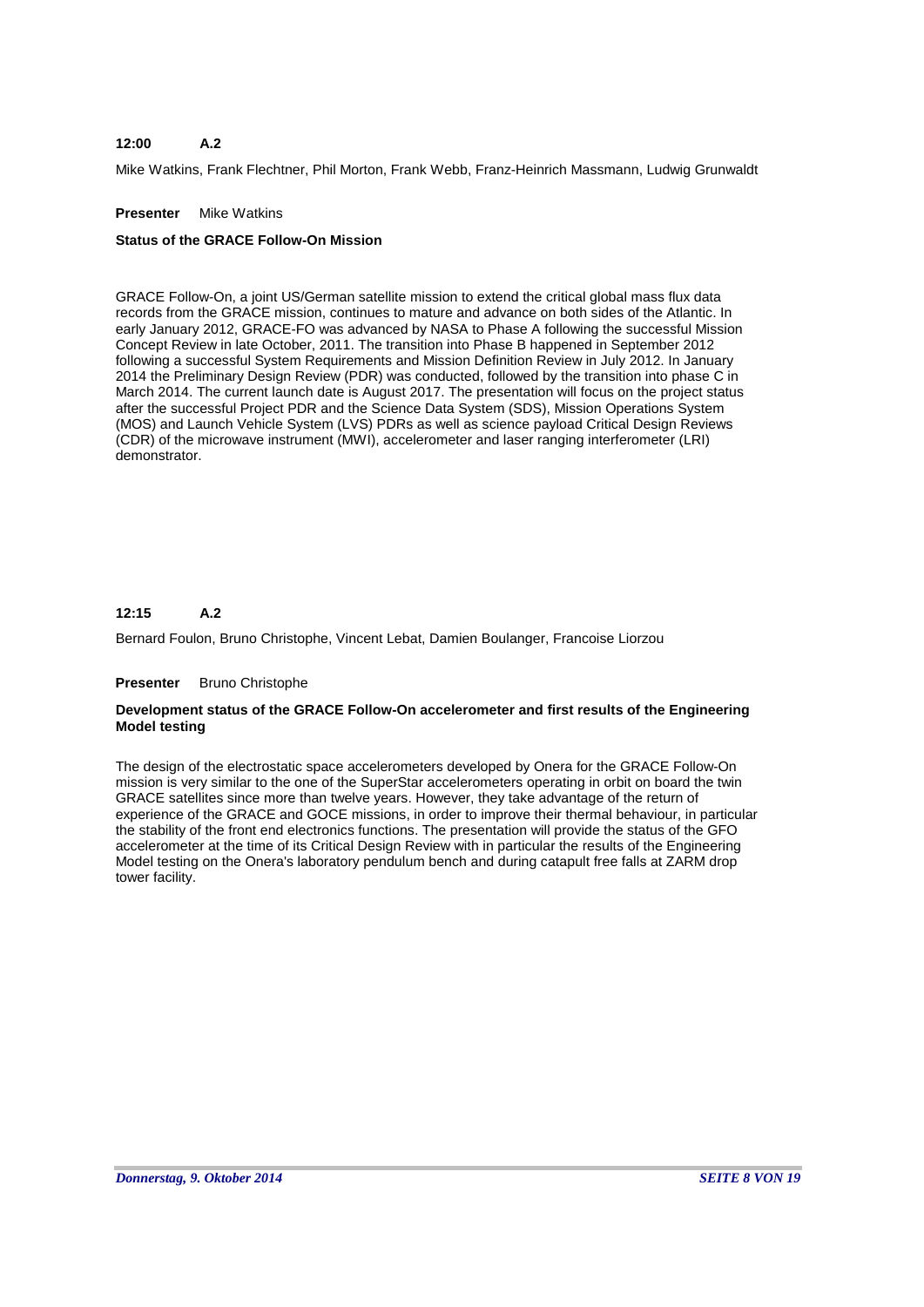**12:00 A.2**

Mike Watkins, Frank Flechtner, Phil Morton, Frank Webb, Franz-Heinrich Massmann, Ludwig Grunwaldt

**Presenter** Mike Watkins

**Status of the GRACE Follow-On Mission**

GRACE Follow-On, a joint US/German satellite mission to extend the critical global mass flux data records from the GRACE mission, continues to mature and advance on both sides of the Atlantic. In early January 2012, GRACE-FO was advanced by NASA to Phase A following the successful Mission Concept Review in late October, 2011. The transition into Phase B happened in September 2012 following a successful System Requirements and Mission Definition Review in July 2012. In January 2014 the Preliminary Design Review (PDR) was conducted, followed by the transition into phase C in March 2014. The current launch date is August 2017. The presentation will focus on the project status after the successful Project PDR and the Science Data System (SDS), Mission Operations System (MOS) and Launch Vehicle System (LVS) PDRs as well as science payload Critical Design Reviews (CDR) of the microwave instrument (MWI), accelerometer and laser ranging interferometer (LRI) demonstrator.

**12:15 A.2**

Bernard Foulon, Bruno Christophe, Vincent Lebat, Damien Boulanger, Francoise Liorzou

**Presenter** Bruno Christophe

**Development status of the GRACE Follow-On accelerometer and first results of the Engineering Model testing**

The design of the electrostatic space accelerometers developed by Onera for the GRACE Follow-On mission is very similar to the one of the SuperStar accelerometers operating in orbit on board the twin GRACE satellites since more than twelve years. However, they take advantage of the return of experience of the GRACE and GOCE missions, in order to improve their thermal behaviour, in particular the stability of the front end electronics functions. The presentation will provide the status of the GFO accelerometer at the time of its Critical Design Review with in particular the results of the Engineering Model testing on the Onera's laboratory pendulum bench and during catapult free falls at ZARM drop tower facility.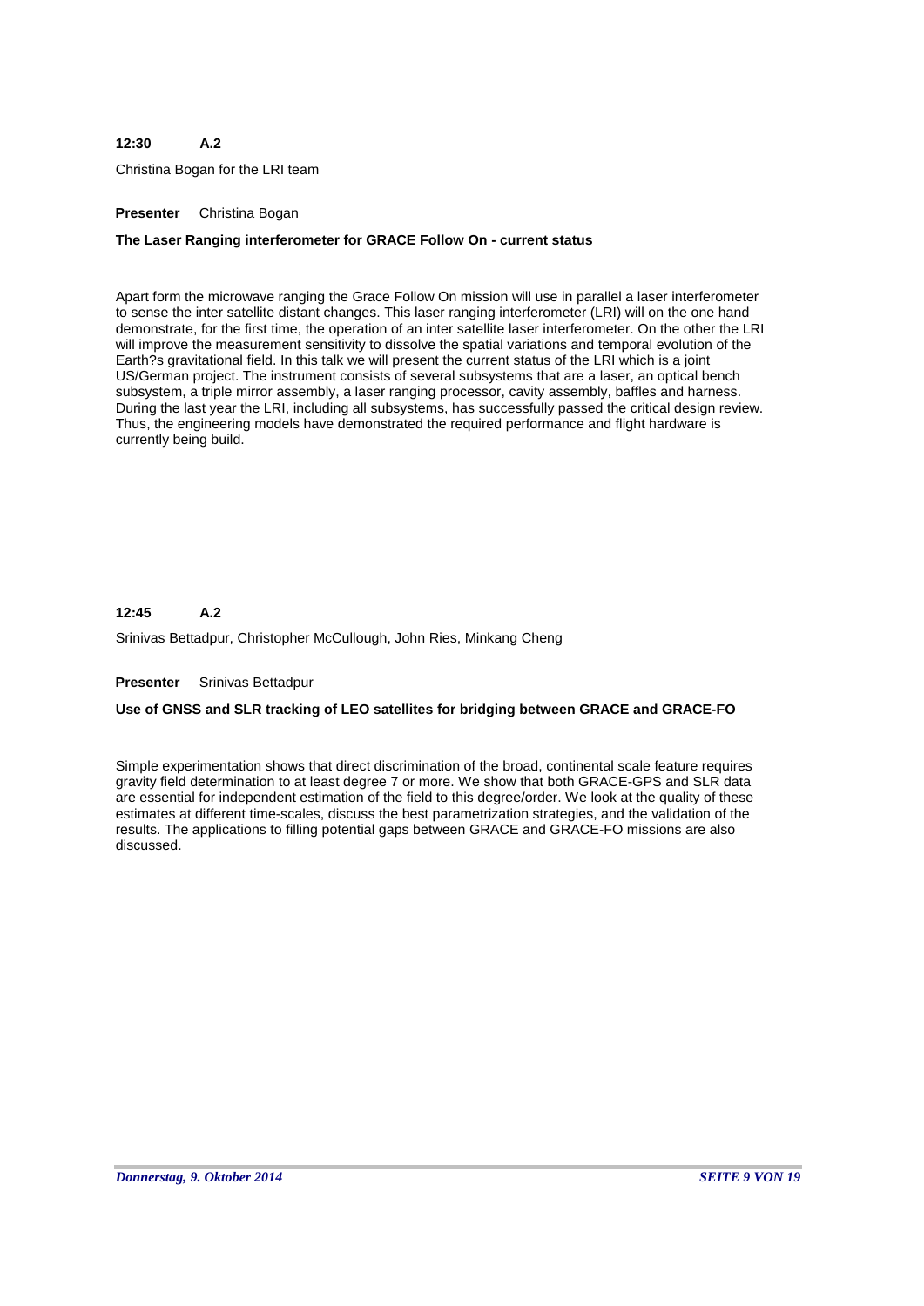**12:30 A.2**

Christina Bogan for the LRI team

**Presenter** Christina Bogan

**The Laser Ranging interferometer for GRACE Follow On - current status**

Apart form the microwave ranging the Grace Follow On mission will use in parallel a laser interferometer to sense the inter satellite distant changes. This laser ranging interferometer (LRI) will on the one hand demonstrate, for the first time, the operation of an inter satellite laser interferometer. On the other the LRI will improve the measurement sensitivity to dissolve the spatial variations and temporal evolution of the Earth?s gravitational field. In this talk we will present the current status of the LRI which is a joint US/German project. The instrument consists of several subsystems that are a laser, an optical bench subsystem, a triple mirror assembly, a laser ranging processor, cavity assembly, baffles and harness. During the last year the LRI, including all subsystems, has successfully passed the critical design review. Thus, the engineering models have demonstrated the required performance and flight hardware is currently being build.

**12:45 A.2**

Srinivas Bettadpur, Christopher McCullough, John Ries, Minkang Cheng

**Presenter** Srinivas Bettadpur

**Use of GNSS and SLR tracking of LEO satellites for bridging between GRACE and GRACE-FO**

Simple experimentation shows that direct discrimination of the broad, continental scale feature requires gravity field determination to at least degree 7 or more. We show that both GRACE-GPS and SLR data are essential for independent estimation of the field to this degree/order. We look at the quality of these estimates at different time-scales, discuss the best parametrization strategies, and the validation of the results. The applications to filling potential gaps between GRACE and GRACE-FO missions are also discussed.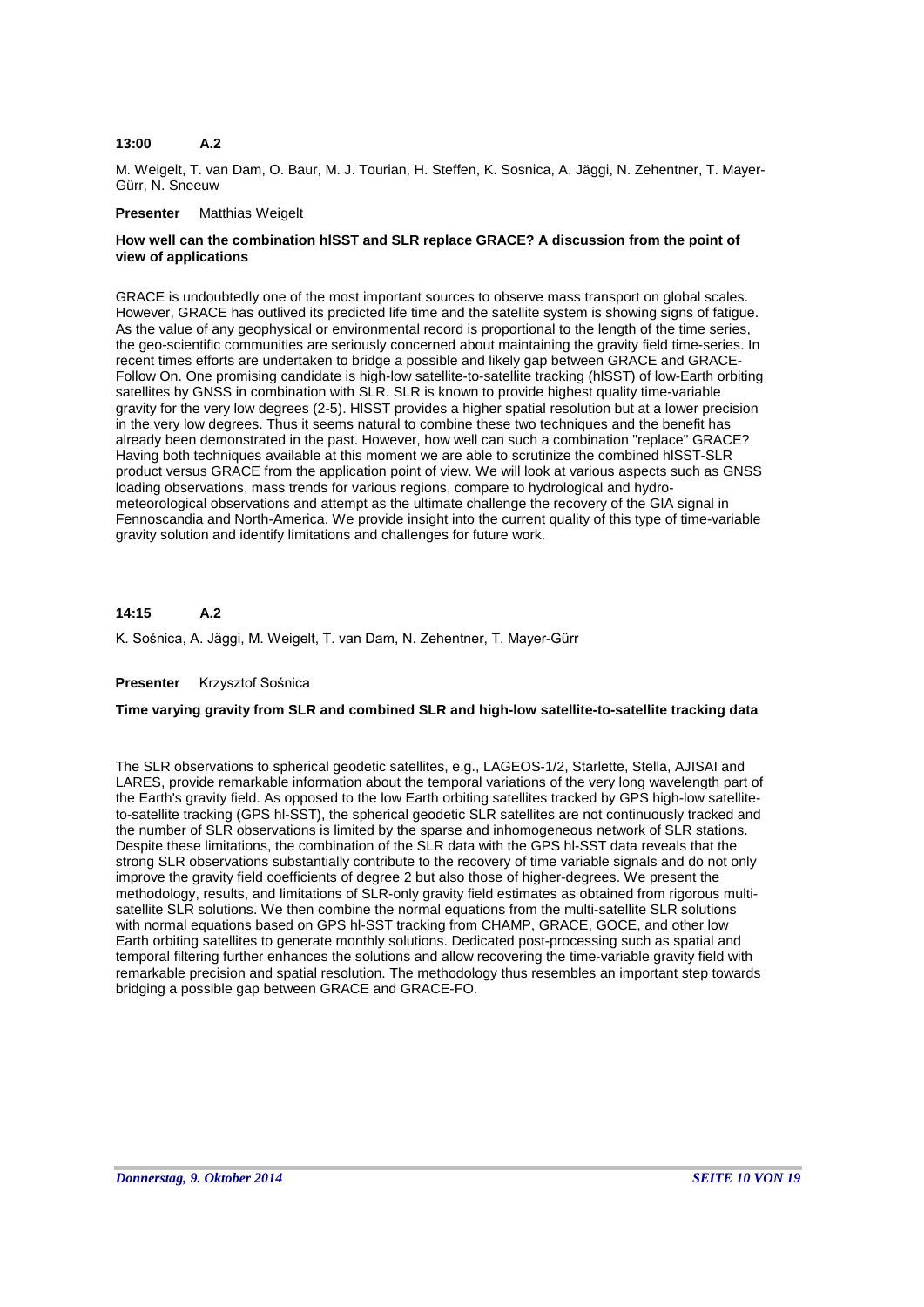**13:00 A.2**

M. Weigelt, T. van Dam, O. Baur, M. J. Tourian, H. Steffen, K. Sosnica, A. Jäggi, N. Zehentner, T. Mayer-Gürr, N. Sneeuw

**Presenter** Matthias Weigelt

**How well can the combination hlSST and SLR replace GRACE? A discussion from the point of view of applications**

GRACE is undoubtedly one of the most important sources to observe mass transport on global scales. However, GRACE has outlived its predicted life time and the satellite system is showing signs of fatigue. As the value of any geophysical or environmental record is proportional to the length of the time series, the geo-scientific communities are seriously concerned about maintaining the gravity field time-series. In recent times efforts are undertaken to bridge a possible and likely gap between GRACE and GRACE-Follow On. One promising candidate is high-low satellite-to-satellite tracking (hlSST) of low-Earth orbiting satellites by GNSS in combination with SLR. SLR is known to provide highest quality time-variable gravity for the very low degrees (2-5). HlSST provides a higher spatial resolution but at a lower precision in the very low degrees. Thus it seems natural to combine these two techniques and the benefit has already been demonstrated in the past. However, how well can such a combination "replace" GRACE? Having both techniques available at this moment we are able to scrutinize the combined hlSST-SLR product versus GRACE from the application point of view. We will look at various aspects such as GNSS loading observations, mass trends for various regions, compare to hydrological and hydro-meteorological observations and attempt as the ultimate challenge the recovery of the GIA signal in Fennoscandia and North-America. We provide insight into the current quality of this type of time-variable gravity solution and identify limitations and challenges for future work.

**14:15 A.2**

K. Sośnica, A. Jäggi, M. Weigelt, T. van Dam, N. Zehentner, T. Mayer-Gürr

**Presenter** Krzysztof Sośnica

**Time varying gravity from SLR and combined SLR and high-low satellite-to-satellite tracking data**

The SLR observations to spherical geodetic satellites, e.g., LAGEOS-1/2, Starlette, Stella, AJISAI and LARES, provide remarkable information about the temporal variations of the very long wavelength part of the Earth's gravity field. As opposed to the low Earth orbiting satellites tracked by GPS high-low satellite-to-satellite tracking (GPS hl-SST), the spherical geodetic SLR satellites are not continuously tracked and the number of SLR observations is limited by the sparse and inhomogeneous network of SLR stations. Despite these limitations, the combination of the SLR data with the GPS hl-SST data reveals that the strong SLR observations substantially contribute to the recovery of time variable signals and do not only improve the gravity field coefficients of degree 2 but also those of higher-degrees. We present the methodology, results, and limitations of SLR-only gravity field estimates as obtained from rigorous multi-satellite SLR solutions. We then combine the normal equations from the multi-satellite SLR solutions with normal equations based on GPS hl-SST tracking from CHAMP, GRACE, GOCE, and other low Earth orbiting satellites to generate monthly solutions. Dedicated post-processing such as spatial and temporal filtering further enhances the solutions and allow recovering the time-variable gravity field with remarkable precision and spatial resolution. The methodology thus resembles an important step towards bridging a possible gap between GRACE and GRACE-FO.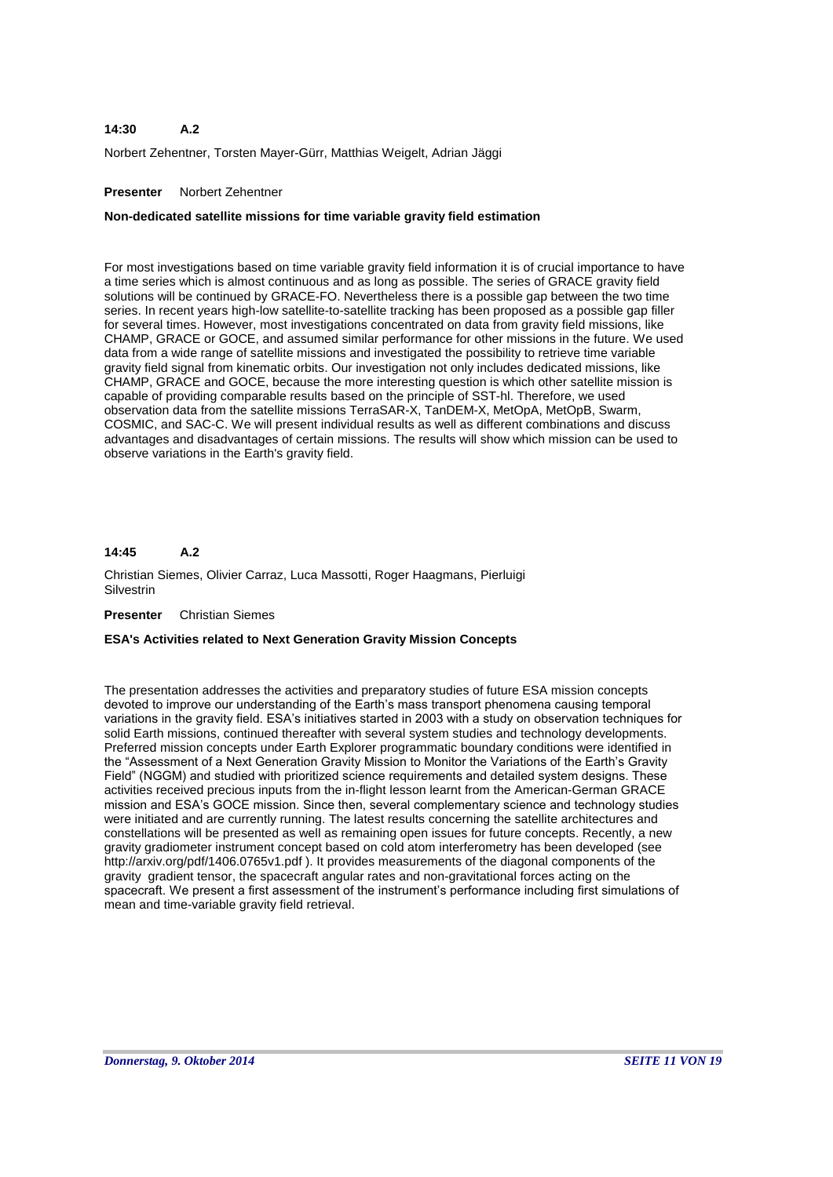**14:30 A.2**

Norbert Zehentner, Torsten Mayer-Gürr, Matthias Weigelt, Adrian Jäggi

**Presenter** Norbert Zehentner

**Non-dedicated satellite missions for time variable gravity field estimation**

For most investigations based on time variable gravity field information it is of crucial importance to have a time series which is almost continuous and as long as possible. The series of GRACE gravity field solutions will be continued by GRACE-FO. Nevertheless there is a possible gap between the two time series. In recent years high-low satellite-to-satellite tracking has been proposed as a possible gap filler for several times. However, most investigations concentrated on data from gravity field missions, like CHAMP, GRACE or GOCE, and assumed similar performance for other missions in the future. We used data from a wide range of satellite missions and investigated the possibility to retrieve time variable gravity field signal from kinematic orbits. Our investigation not only includes dedicated missions, like CHAMP, GRACE and GOCE, because the more interesting question is which other satellite mission is capable of providing comparable results based on the principle of SST-hl. Therefore, we used observation data from the satellite missions TerraSAR-X, TanDEM-X, MetOpA, MetOpB, Swarm, COSMIC, and SAC-C. We will present individual results as well as different combinations and discuss advantages and disadvantages of certain missions. The results will show which mission can be used to observe variations in the Earth's gravity field.

**14:45 A.2**

Christian Siemes, Olivier Carraz, Luca Massotti, Roger Haagmans, Pierluigi Silvestrin

**Presenter** Christian Siemes

**ESA's Activities related to Next Generation Gravity Mission Concepts**

The presentation addresses the activities and preparatory studies of future ESA mission concepts devoted to improve our understanding of the Earth's mass transport phenomena causing temporal variations in the gravity field. ESA's initiatives started in 2003 with a study on observation techniques for solid Earth missions, continued thereafter with several system studies and technology developments. Preferred mission concepts under Earth Explorer programmatic boundary conditions were identified in the "Assessment of a Next Generation Gravity Mission to Monitor the Variations of the Earth's Gravity Field" (NGGM) and studied with prioritized science requirements and detailed system designs. These activities received precious inputs from the in-flight lesson learnt from the American-German GRACE mission and ESA's GOCE mission. Since then, several complementary science and technology studies were initiated and are currently running. The latest results concerning the satellite architectures and constellations will be presented as well as remaining open issues for future concepts. Recently, a new gravity gradiometer instrument concept based on cold atom interferometry has been developed (see http://arxiv.org/pdf/1406.0765v1.pdf ). It provides measurements of the diagonal components of the gravity gradient tensor, the spacecraft angular rates and non-gravitational forces acting on the spacecraft. We present a first assessment of the instrument's performance including first simulations of mean and time-variable gravity field retrieval.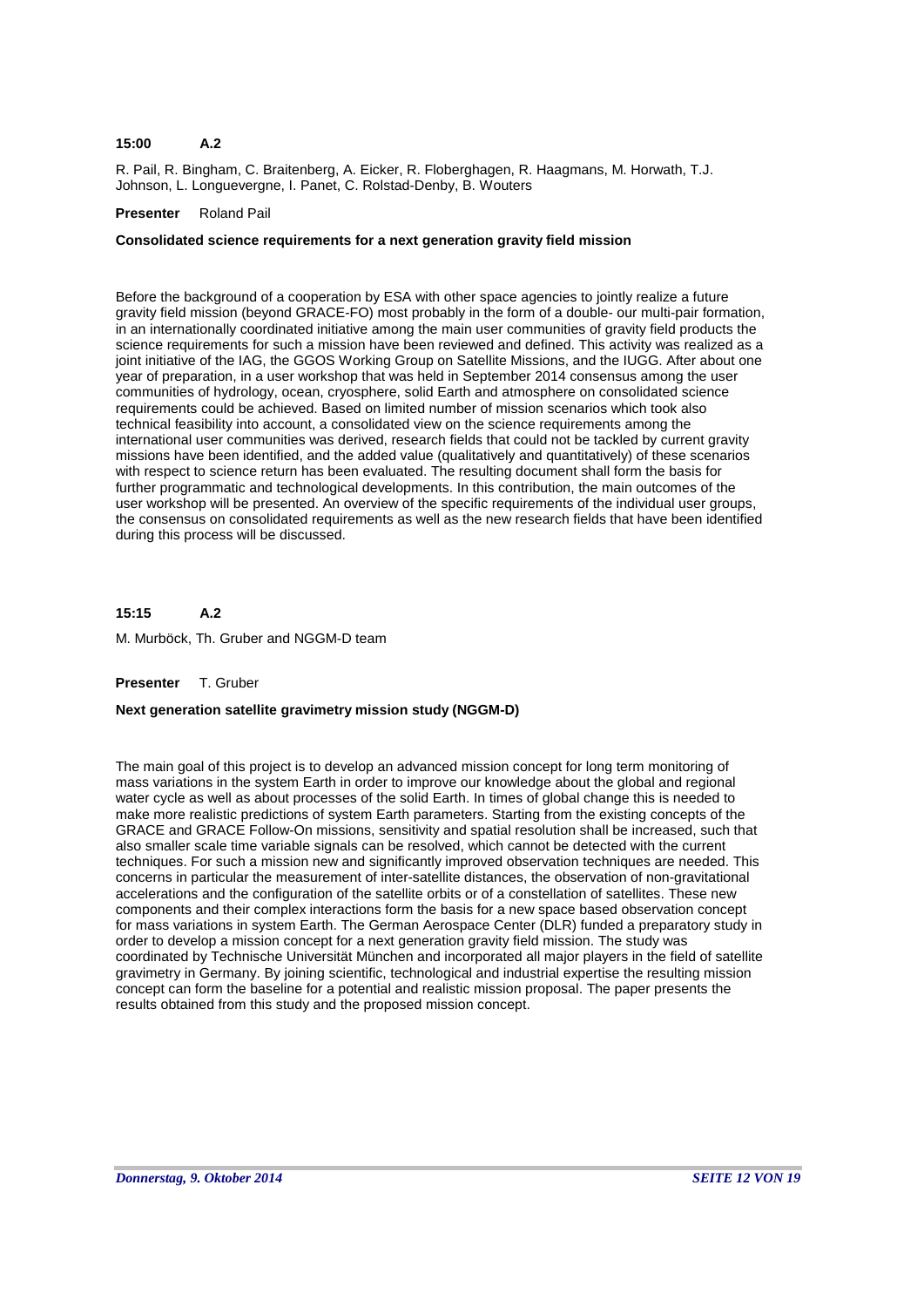**15:00 A.2**

R. Pail, R. Bingham, C. Braitenberg, A. Eicker, R. Floberghagen, R. Haagmans, M. Horwath, T.J. Johnson, L. Longuevergne, I. Panet, C. Rolstad-Denby, B. Wouters

**Presenter** Roland Pail

**Consolidated science requirements for a next generation gravity field mission**

Before the background of a cooperation by ESA with other space agencies to jointly realize a future gravity field mission (beyond GRACE-FO) most probably in the form of a double- our multi-pair formation, in an internationally coordinated initiative among the main user communities of gravity field products the science requirements for such a mission have been reviewed and defined. This activity was realized as a joint initiative of the IAG, the GGOS Working Group on Satellite Missions, and the IUGG. After about one year of preparation, in a user workshop that was held in September 2014 consensus among the user communities of hydrology, ocean, cryosphere, solid Earth and atmosphere on consolidated science requirements could be achieved. Based on limited number of mission scenarios which took also technical feasibility into account, a consolidated view on the science requirements among the international user communities was derived, research fields that could not be tackled by current gravity missions have been identified, and the added value (qualitatively and quantitatively) of these scenarios with respect to science return has been evaluated. The resulting document shall form the basis for further programmatic and technological developments. In this contribution, the main outcomes of the user workshop will be presented. An overview of the specific requirements of the individual user groups, the consensus on consolidated requirements as well as the new research fields that have been identified during this process will be discussed.

**15:15 A.2**

M. Murböck, Th. Gruber and NGGM-D team

**Presenter** T. Gruber

**Next generation satellite gravimetry mission study (NGGM-D)**

The main goal of this project is to develop an advanced mission concept for long term monitoring of mass variations in the system Earth in order to improve our knowledge about the global and regional water cycle as well as about processes of the solid Earth. In times of global change this is needed to make more realistic predictions of system Earth parameters. Starting from the existing concepts of the GRACE and GRACE Follow-On missions, sensitivity and spatial resolution shall be increased, such that also smaller scale time variable signals can be resolved, which cannot be detected with the current techniques. For such a mission new and significantly improved observation techniques are needed. This concerns in particular the measurement of inter-satellite distances, the observation of non-gravitational accelerations and the configuration of the satellite orbits or of a constellation of satellites. These new components and their complex interactions form the basis for a new space based observation concept for mass variations in system Earth. The German Aerospace Center (DLR) funded a preparatory study in order to develop a mission concept for a next generation gravity field mission. The study was coordinated by Technische Universität München and incorporated all major players in the field of satellite gravimetry in Germany. By joining scientific, technological and industrial expertise the resulting mission concept can form the baseline for a potential and realistic mission proposal. The paper presents the results obtained from this study and the proposed mission concept.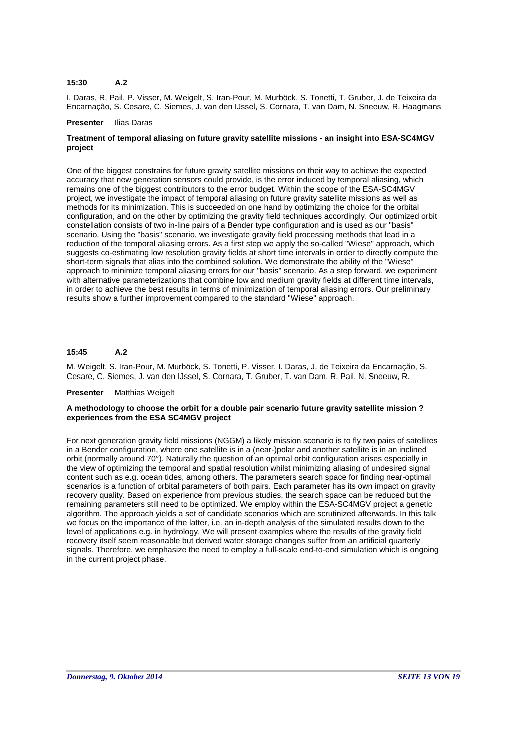**15:30 A.2**

I. Daras, R. Pail, P. Visser, M. Weigelt, S. Iran-Pour, M. Murböck, S. Tonetti, T. Gruber, J. de Teixeira da Encarnação, S. Cesare, C. Siemes, J. van den IJssel, S. Cornara, T. van Dam, N. Sneeuw, R. Haagmans

**Presenter** Ilias Daras

**Treatment of temporal aliasing on future gravity satellite missions - an insight into ESA-SC4MGV project**

One of the biggest constrains for future gravity satellite missions on their way to achieve the expected accuracy that new generation sensors could provide, is the error induced by temporal aliasing, which remains one of the biggest contributors to the error budget. Within the scope of the ESA-SC4MGV project, we investigate the impact of temporal aliasing on future gravity satellite missions as well as methods for its minimization. This is succeeded on one hand by optimizing the choice for the orbital configuration, and on the other by optimizing the gravity field techniques accordingly. Our optimized orbit constellation consists of two in-line pairs of a Bender type configuration and is used as our "basis" scenario. Using the "basis" scenario, we investigate gravity field processing methods that lead in a reduction of the temporal aliasing errors. As a first step we apply the so-called "Wiese" approach, which suggests co-estimating low resolution gravity fields at short time intervals in order to directly compute the short-term signals that alias into the combined solution. We demonstrate the ability of the "Wiese" approach to minimize temporal aliasing errors for our "basis" scenario. As a step forward, we experiment with alternative parameterizations that combine low and medium gravity fields at different time intervals, in order to achieve the best results in terms of minimization of temporal aliasing errors. Our preliminary results show a further improvement compared to the standard "Wiese" approach.

**15:45 A.2**

M. Weigelt, S. Iran-Pour, M. Murböck, S. Tonetti, P. Visser, I. Daras, J. de Teixeira da Encarnação, S. Cesare, C. Siemes, J. van den IJssel, S. Cornara, T. Gruber, T. van Dam, R. Pail, N. Sneeuw, R.

**Presenter** Matthias Weigelt

**A methodology to choose the orbit for a double pair scenario future gravity satellite mission ? experiences from the ESA SC4MGV project**

For next generation gravity field missions (NGGM) a likely mission scenario is to fly two pairs of satellites in a Bender configuration, where one satellite is in a (near-)polar and another satellite is in an inclined orbit (normally around 70°). Naturally the question of an optimal orbit configuration arises especially in the view of optimizing the temporal and spatial resolution whilst minimizing aliasing of undesired signal content such as e.g. ocean tides, among others. The parameters search space for finding near-optimal scenarios is a function of orbital parameters of both pairs. Each parameter has its own impact on gravity recovery quality. Based on experience from previous studies, the search space can be reduced but the remaining parameters still need to be optimized. We employ within the ESA-SC4MGV project a genetic algorithm. The approach yields a set of candidate scenarios which are scrutinized afterwards. In this talk we focus on the importance of the latter, i.e. an in-depth analysis of the simulated results down to the level of applications e.g. in hydrology. We will present examples where the results of the gravity field recovery itself seem reasonable but derived water storage changes suffer from an artificial quarterly signals. Therefore, we emphasize the need to employ a full-scale end-to-end simulation which is ongoing in the current project phase.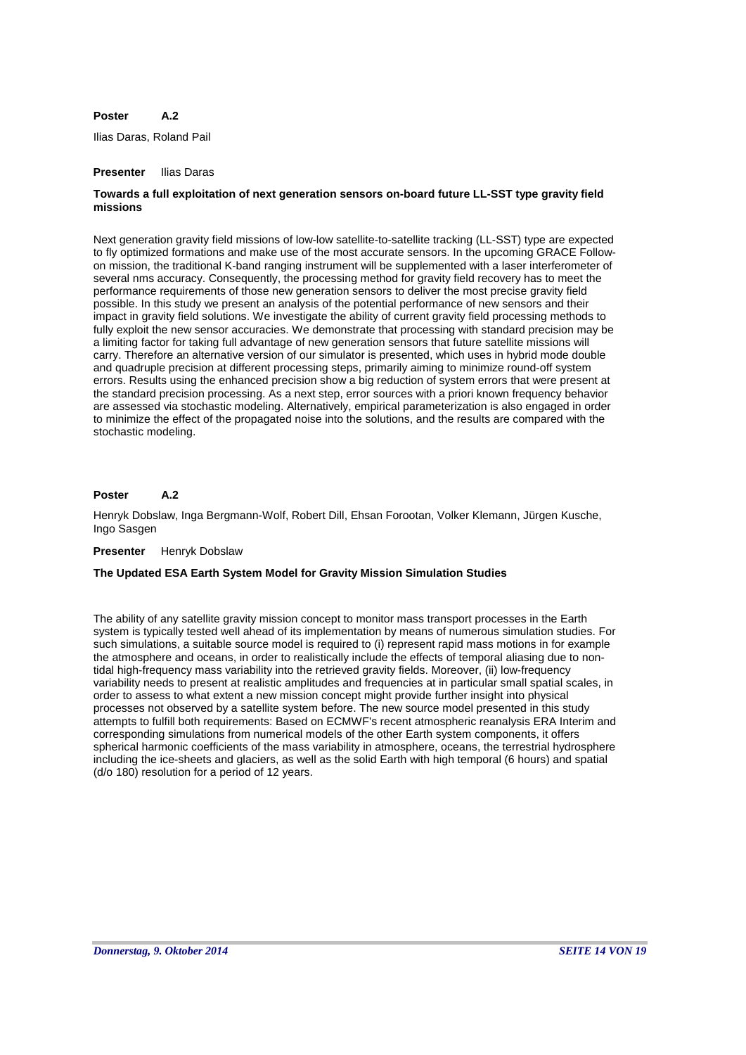**Poster A.2**

Ilias Daras, Roland Pail

**Presenter** Ilias Daras

**Towards a full exploitation of next generation sensors on-board future LL-SST type gravity field missions**

Next generation gravity field missions of low-low satellite-to-satellite tracking (LL-SST) type are expected to fly optimized formations and make use of the most accurate sensors. In the upcoming GRACE Follow-on mission, the traditional K-band ranging instrument will be supplemented with a laser interferometer of several nms accuracy. Consequently, the processing method for gravity field recovery has to meet the performance requirements of those new generation sensors to deliver the most precise gravity field possible. In this study we present an analysis of the potential performance of new sensors and their impact in gravity field solutions. We investigate the ability of current gravity field processing methods to fully exploit the new sensor accuracies. We demonstrate that processing with standard precision may be a limiting factor for taking full advantage of new generation sensors that future satellite missions will carry. Therefore an alternative version of our simulator is presented, which uses in hybrid mode double and quadruple precision at different processing steps, primarily aiming to minimize round-off system errors. Results using the enhanced precision show a big reduction of system errors that were present at the standard precision processing. As a next step, error sources with a priori known frequency behavior are assessed via stochastic modeling. Alternatively, empirical parameterization is also engaged in order to minimize the effect of the propagated noise into the solutions, and the results are compared with the stochastic modeling.

**Poster A.2**

Henryk Dobslaw, Inga Bergmann-Wolf, Robert Dill, Ehsan Forootan, Volker Klemann, Jürgen Kusche, Ingo Sasgen

**Presenter** Henryk Dobslaw

**The Updated ESA Earth System Model for Gravity Mission Simulation Studies**

The ability of any satellite gravity mission concept to monitor mass transport processes in the Earth system is typically tested well ahead of its implementation by means of numerous simulation studies. For such simulations, a suitable source model is required to (i) represent rapid mass motions in for example the atmosphere and oceans, in order to realistically include the effects of temporal aliasing due to non-tidal high-frequency mass variability into the retrieved gravity fields. Moreover, (ii) low-frequency variability needs to present at realistic amplitudes and frequencies at in particular small spatial scales, in order to assess to what extent a new mission concept might provide further insight into physical processes not observed by a satellite system before. The new source model presented in this study attempts to fulfill both requirements: Based on ECMWF's recent atmospheric reanalysis ERA Interim and corresponding simulations from numerical models of the other Earth system components, it offers spherical harmonic coefficients of the mass variability in atmosphere, oceans, the terrestrial hydrosphere including the ice-sheets and glaciers, as well as the solid Earth with high temporal (6 hours) and spatial (d/o 180) resolution for a period of 12 years.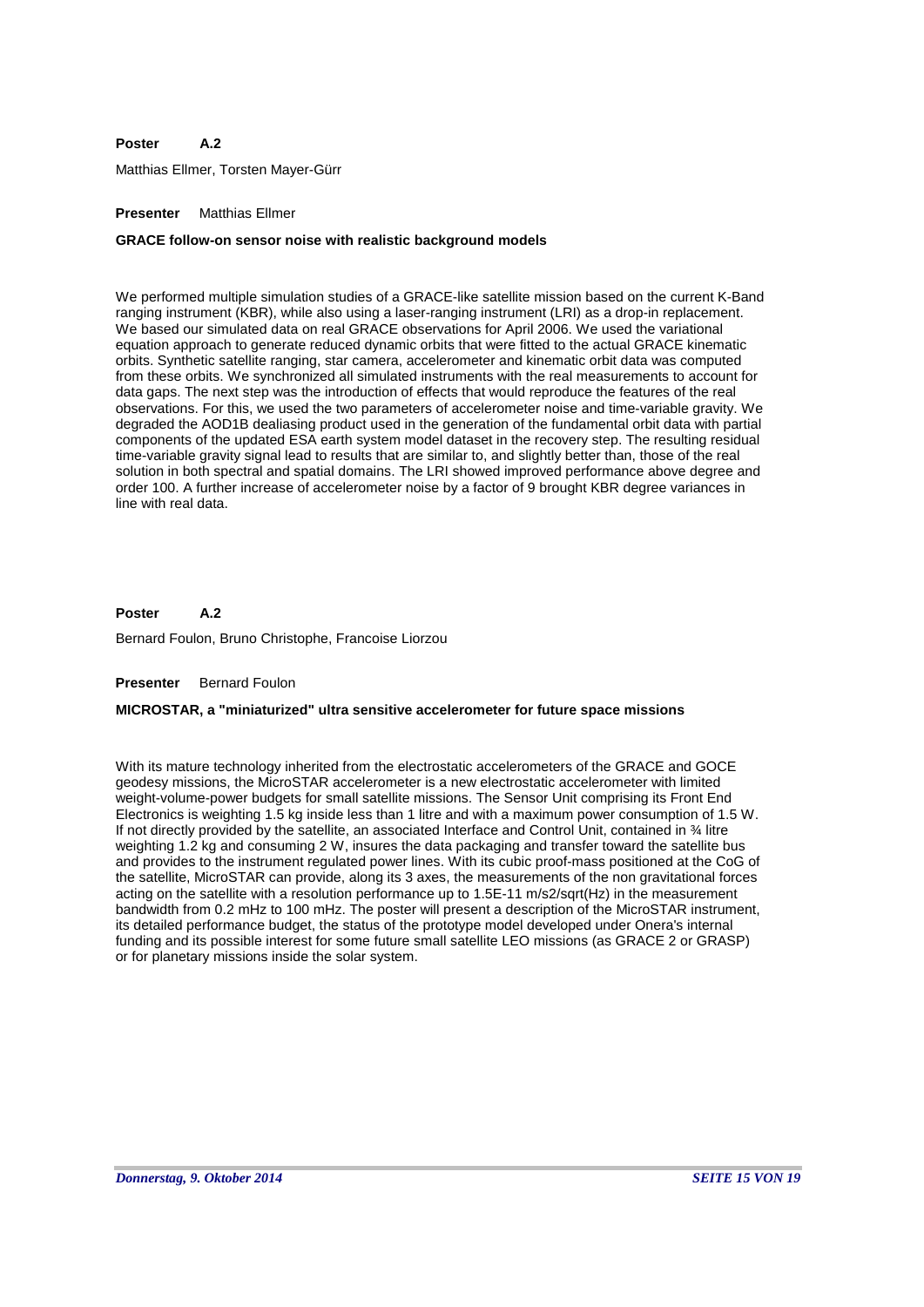**Poster A.2**

Matthias Ellmer, Torsten Mayer-Gürr

**Presenter** Matthias Ellmer

**GRACE follow-on sensor noise with realistic background models**

We performed multiple simulation studies of a GRACE-like satellite mission based on the current K-Band ranging instrument (KBR), while also using a laser-ranging instrument (LRI) as a drop-in replacement. We based our simulated data on real GRACE observations for April 2006. We used the variational equation approach to generate reduced dynamic orbits that were fitted to the actual GRACE kinematic orbits. Synthetic satellite ranging, star camera, accelerometer and kinematic orbit data was computed from these orbits. We synchronized all simulated instruments with the real measurements to account for data gaps. The next step was the introduction of effects that would reproduce the features of the real observations. For this, we used the two parameters of accelerometer noise and time-variable gravity. We degraded the AOD1B dealiasing product used in the generation of the fundamental orbit data with partial components of the updated ESA earth system model dataset in the recovery step. The resulting residual time-variable gravity signal lead to results that are similar to, and slightly better than, those of the real solution in both spectral and spatial domains. The LRI showed improved performance above degree and order 100. A further increase of accelerometer noise by a factor of 9 brought KBR degree variances in line with real data.

**Poster A.2**

Bernard Foulon, Bruno Christophe, Francoise Liorzou

**Presenter** Bernard Foulon

**MICROSTAR, a "miniaturized" ultra sensitive accelerometer for future space missions**

With its mature technology inherited from the electrostatic accelerometers of the GRACE and GOCE geodesy missions, the MicroSTAR accelerometer is a new electrostatic accelerometer with limited weight-volume-power budgets for small satellite missions. The Sensor Unit comprising its Front End Electronics is weighting 1.5 kg inside less than 1 litre and with a maximum power consumption of 1.5 W. If not directly provided by the satellite, an associated Interface and Control Unit, contained in ¾ litre weighting 1.2 kg and consuming 2 W, insures the data packaging and transfer toward the satellite bus and provides to the instrument regulated power lines. With its cubic proof-mass positioned at the CoG of the satellite, MicroSTAR can provide, along its 3 axes, the measurements of the non gravitational forces acting on the satellite with a resolution performance up to 1.5E-11 m/s2/sqrt(Hz) in the measurement bandwidth from 0.2 mHz to 100 mHz. The poster will present a description of the MicroSTAR instrument, its detailed performance budget, the status of the prototype model developed under Onera's internal funding and its possible interest for some future small satellite LEO missions (as GRACE 2 or GRASP) or for planetary missions inside the solar system.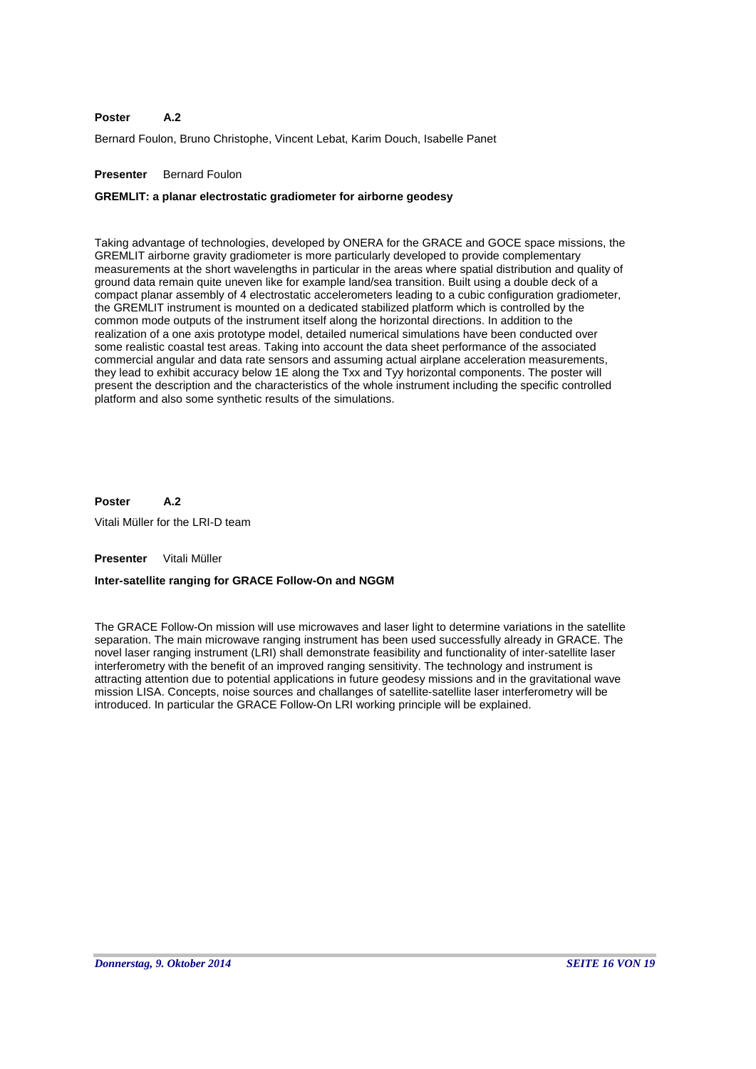**Poster A.2**

Bernard Foulon, Bruno Christophe, Vincent Lebat, Karim Douch, Isabelle Panet

**Presenter** Bernard Foulon

**GREMLIT: a planar electrostatic gradiometer for airborne geodesy**

Taking advantage of technologies, developed by ONERA for the GRACE and GOCE space missions, the GREMLIT airborne gravity gradiometer is more particularly developed to provide complementary measurements at the short wavelengths in particular in the areas where spatial distribution and quality of ground data remain quite uneven like for example land/sea transition. Built using a double deck of a compact planar assembly of 4 electrostatic accelerometers leading to a cubic configuration gradiometer, the GREMLIT instrument is mounted on a dedicated stabilized platform which is controlled by the common mode outputs of the instrument itself along the horizontal directions. In addition to the realization of a one axis prototype model, detailed numerical simulations have been conducted over some realistic coastal test areas. Taking into account the data sheet performance of the associated commercial angular and data rate sensors and assuming actual airplane acceleration measurements, they lead to exhibit accuracy below 1E along the Txx and Tyy horizontal components. The poster will present the description and the characteristics of the whole instrument including the specific controlled platform and also some synthetic results of the simulations.

**Poster A.2**

Vitali Müller for the LRI-D team

**Presenter** Vitali Müller

**Inter-satellite ranging for GRACE Follow-On and NGGM**

The GRACE Follow-On mission will use microwaves and laser light to determine variations in the satellite separation. The main microwave ranging instrument has been used successfully already in GRACE. The novel laser ranging instrument (LRI) shall demonstrate feasibility and functionality of inter-satellite laser interferometry with the benefit of an improved ranging sensitivity. The technology and instrument is attracting attention due to potential applications in future geodesy missions and in the gravitational wave mission LISA. Concepts, noise sources and challanges of satellite-satellite laser interferometry will be introduced. In particular the GRACE Follow-On LRI working principle will be explained.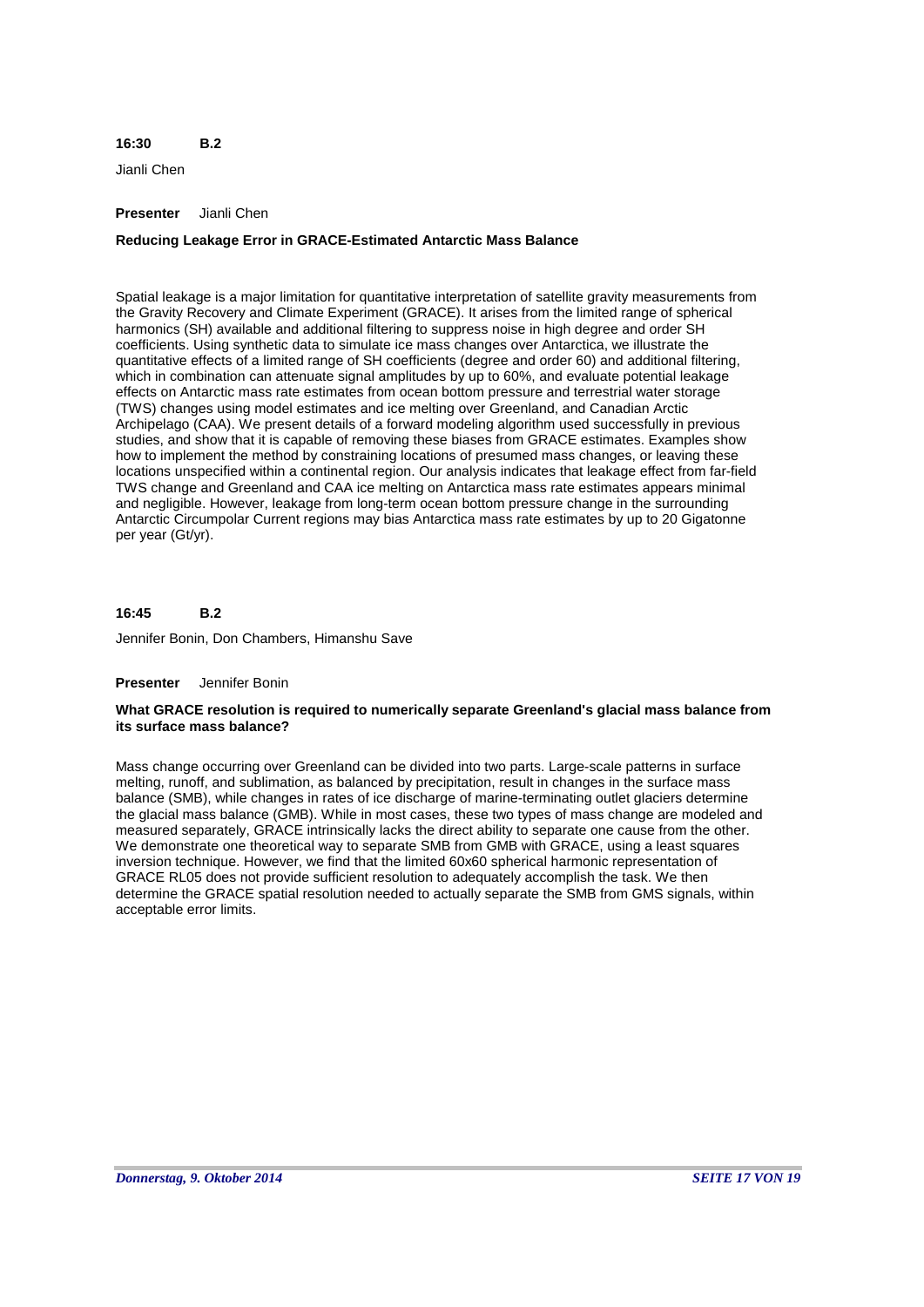**16:30 B.2**

Jianli Chen

**Presenter** Jianli Chen

**Reducing Leakage Error in GRACE-Estimated Antarctic Mass Balance**

Spatial leakage is a major limitation for quantitative interpretation of satellite gravity measurements from the Gravity Recovery and Climate Experiment (GRACE). It arises from the limited range of spherical harmonics (SH) available and additional filtering to suppress noise in high degree and order SH coefficients. Using synthetic data to simulate ice mass changes over Antarctica, we illustrate the quantitative effects of a limited range of SH coefficients (degree and order 60) and additional filtering, which in combination can attenuate signal amplitudes by up to 60%, and evaluate potential leakage effects on Antarctic mass rate estimates from ocean bottom pressure and terrestrial water storage (TWS) changes using model estimates and ice melting over Greenland, and Canadian Arctic Archipelago (CAA). We present details of a forward modeling algorithm used successfully in previous studies, and show that it is capable of removing these biases from GRACE estimates. Examples show how to implement the method by constraining locations of presumed mass changes, or leaving these locations unspecified within a continental region. Our analysis indicates that leakage effect from far-field TWS change and Greenland and CAA ice melting on Antarctica mass rate estimates appears minimal and negligible. However, leakage from long-term ocean bottom pressure change in the surrounding Antarctic Circumpolar Current regions may bias Antarctica mass rate estimates by up to 20 Gigatonne per year (Gt/yr).

**16:45 B.2**

Jennifer Bonin, Don Chambers, Himanshu Save

**Presenter** Jennifer Bonin

**What GRACE resolution is required to numerically separate Greenland's glacial mass balance from its surface mass balance?**

Mass change occurring over Greenland can be divided into two parts. Large-scale patterns in surface melting, runoff, and sublimation, as balanced by precipitation, result in changes in the surface mass balance (SMB), while changes in rates of ice discharge of marine-terminating outlet glaciers determine the glacial mass balance (GMB). While in most cases, these two types of mass change are modeled and measured separately, GRACE intrinsically lacks the direct ability to separate one cause from the other. We demonstrate one theoretical way to separate SMB from GMB with GRACE, using a least squares inversion technique. However, we find that the limited 60x60 spherical harmonic representation of GRACE RL05 does not provide sufficient resolution to adequately accomplish the task. We then determine the GRACE spatial resolution needed to actually separate the SMB from GMS signals, within acceptable error limits.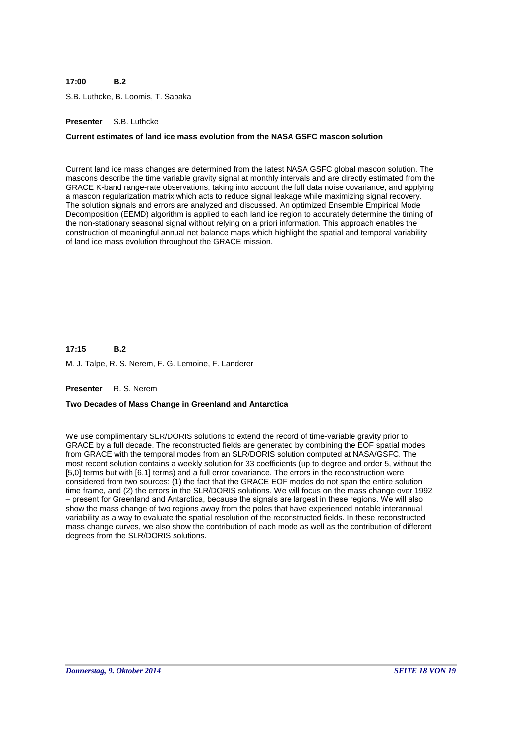**17:00 B.2**

S.B. Luthcke, B. Loomis, T. Sabaka

**Presenter** S.B. Luthcke

**Current estimates of land ice mass evolution from the NASA GSFC mascon solution**

Current land ice mass changes are determined from the latest NASA GSFC global mascon solution. The mascons describe the time variable gravity signal at monthly intervals and are directly estimated from the GRACE K-band range-rate observations, taking into account the full data noise covariance, and applying a mascon regularization matrix which acts to reduce signal leakage while maximizing signal recovery. The solution signals and errors are analyzed and discussed. An optimized Ensemble Empirical Mode Decomposition (EEMD) algorithm is applied to each land ice region to accurately determine the timing of the non-stationary seasonal signal without relying on a priori information. This approach enables the construction of meaningful annual net balance maps which highlight the spatial and temporal variability of land ice mass evolution throughout the GRACE mission.

**17:15 B.2**

M. J. Talpe, R. S. Nerem, F. G. Lemoine, F. Landerer

**Presenter** R. S. Nerem

**Two Decades of Mass Change in Greenland and Antarctica**

We use complimentary SLR/DORIS solutions to extend the record of time-variable gravity prior to GRACE by a full decade. The reconstructed fields are generated by combining the EOF spatial modes from GRACE with the temporal modes from an SLR/DORIS solution computed at NASA/GSFC. The most recent solution contains a weekly solution for 33 coefficients (up to degree and order 5, without the [5,0] terms but with [6,1] terms) and a full error covariance. The errors in the reconstruction were considered from two sources: (1) the fact that the GRACE EOF modes do not span the entire solution time frame, and (2) the errors in the SLR/DORIS solutions. We will focus on the mass change over 1992 – present for Greenland and Antarctica, because the signals are largest in these regions. We will also show the mass change of two regions away from the poles that have experienced notable interannual variability as a way to evaluate the spatial resolution of the reconstructed fields. In these reconstructed mass change curves, we also show the contribution of each mode as well as the contribution of different degrees from the SLR/DORIS solutions.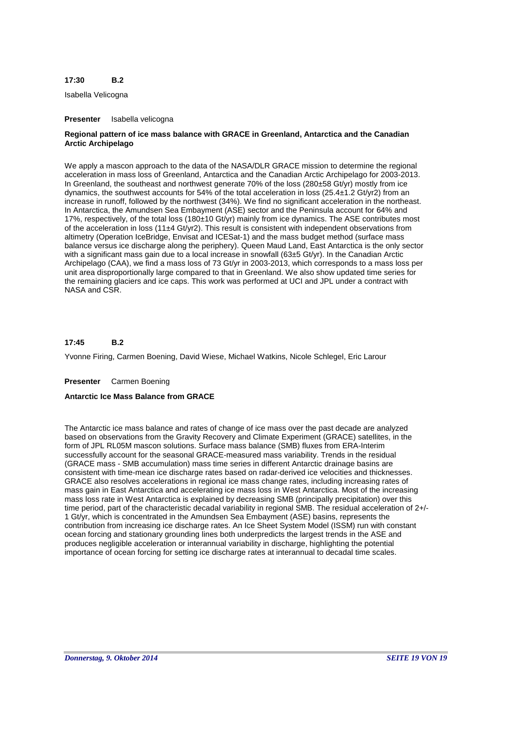**17:30 B.2**

Isabella Velicogna

**Presenter** Isabella velicogna

**Regional pattern of ice mass balance with GRACE in Greenland, Antarctica and the Canadian Arctic Archipelago**

We apply a mascon approach to the data of the NASA/DLR GRACE mission to determine the regional acceleration in mass loss of Greenland, Antarctica and the Canadian Arctic Archipelago for 2003-2013. In Greenland, the southeast and northwest generate 70% of the loss (280±58 Gt/yr) mostly from ice dynamics, the southwest accounts for 54% of the total acceleration in loss (25.4±1.2 Gt/yr2) from an increase in runoff, followed by the northwest (34%). We find no significant acceleration in the northeast. In Antarctica, the Amundsen Sea Embayment (ASE) sector and the Peninsula account for 64% and 17%, respectively, of the total loss (180±10 Gt/yr) mainly from ice dynamics. The ASE contributes most of the acceleration in loss (11±4 Gt/yr2). This result is consistent with independent observations from altimetry (Operation IceBridge, Envisat and ICESat-1) and the mass budget method (surface mass balance versus ice discharge along the periphery). Queen Maud Land, East Antarctica is the only sector with a significant mass gain due to a local increase in snowfall (63±5 Gt/yr). In the Canadian Arctic Archipelago (CAA), we find a mass loss of 73 Gt/yr in 2003-2013, which corresponds to a mass loss per unit area disproportionally large compared to that in Greenland. We also show updated time series for the remaining glaciers and ice caps. This work was performed at UCI and JPL under a contract with NASA and CSR.

**17:45 B.2**

Yvonne Firing, Carmen Boening, David Wiese, Michael Watkins, Nicole Schlegel, Eric Larour

**Presenter** Carmen Boening

**Antarctic Ice Mass Balance from GRACE**

The Antarctic ice mass balance and rates of change of ice mass over the past decade are analyzed based on observations from the Gravity Recovery and Climate Experiment (GRACE) satellites, in the form of JPL RL05M mascon solutions. Surface mass balance (SMB) fluxes from ERA-Interim successfully account for the seasonal GRACE-measured mass variability. Trends in the residual (GRACE mass - SMB accumulation) mass time series in different Antarctic drainage basins are consistent with time-mean ice discharge rates based on radar-derived ice velocities and thicknesses. GRACE also resolves accelerations in regional ice mass change rates, including increasing rates of mass gain in East Antarctica and accelerating ice mass loss in West Antarctica. Most of the increasing mass loss rate in West Antarctica is explained by decreasing SMB (principally precipitation) over this time period, part of the characteristic decadal variability in regional SMB. The residual acceleration of 2+/-1 Gt/yr, which is concentrated in the Amundsen Sea Embayment (ASE) basins, represents the contribution from increasing ice discharge rates. An Ice Sheet System Model (ISSM) run with constant ocean forcing and stationary grounding lines both underpredicts the largest trends in the ASE and produces negligible acceleration or interannual variability in discharge, highlighting the potential importance of ocean forcing for setting ice discharge rates at interannual to decadal time scales.